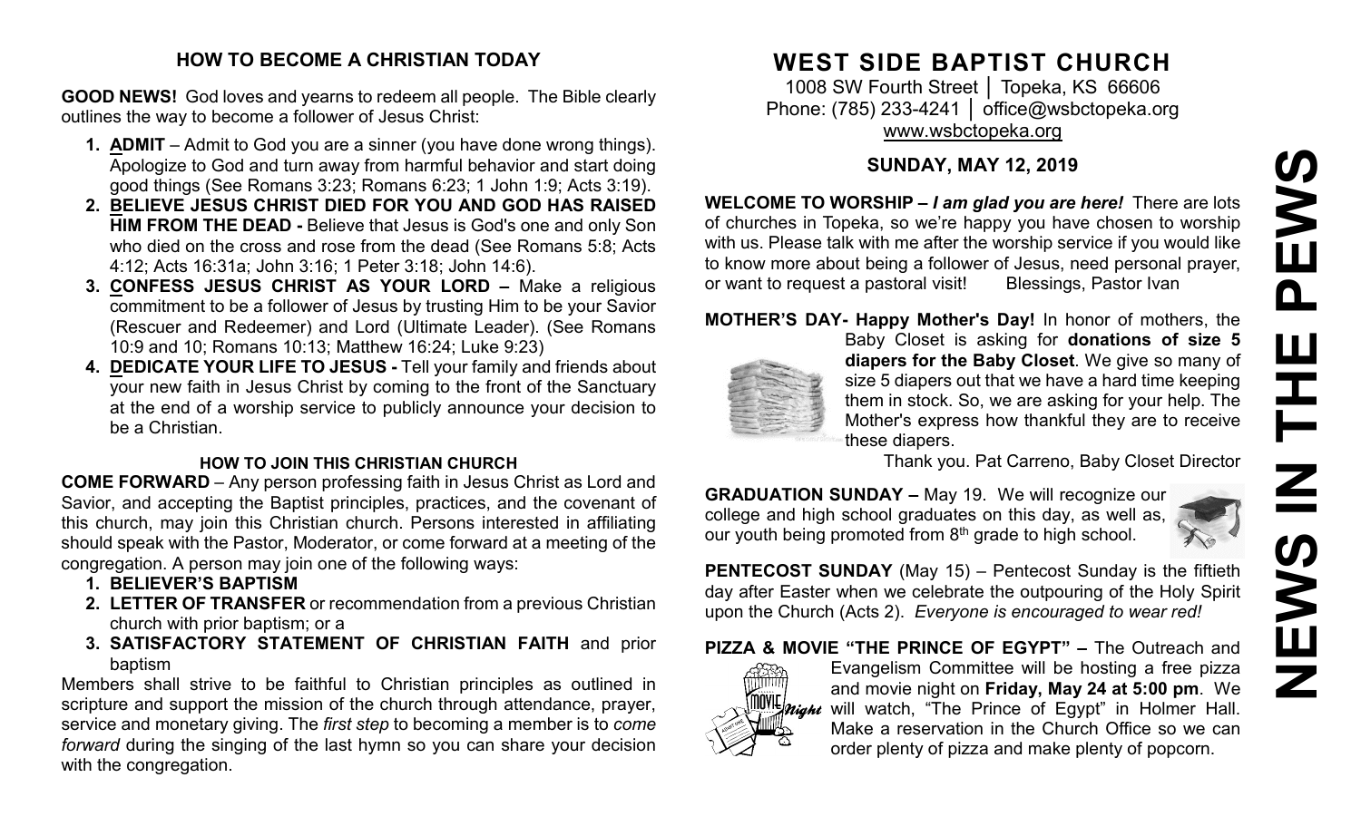## HOW TO BECOME A CHRISTIAN TODAY

**GOOD NEWS!** God loves and yearns to redeem all people. The Bible clearly outlines the way to become a follower of Jesus Christ:

1. **ADMIT** – Admit to God you are a sinner (you have done wrong things). Apologize to God and turn away from harmful behavior and start doing good things (See Romans 3:23; Romans 6:23; 1 John 1:9; Acts 3:19).
2. **BELIEVE JESUS CHRIST DIED FOR YOU AND GOD HAS RAISED HIM FROM THE DEAD -** Believe that Jesus is God's one and only Son who died on the cross and rose from the dead (See Romans 5:8; Acts 4:12; Acts 16:31a; John 3:16; 1 Peter 3:18; John 14:6).
3. **CONFESS JESUS CHRIST AS YOUR LORD –** Make a religious commitment to be a follower of Jesus by trusting Him to be your Savior (Rescuer and Redeemer) and Lord (Ultimate Leader). (See Romans 10:9 and 10; Romans 10:13; Matthew 16:24; Luke 9:23)
4. **DEDICATE YOUR LIFE TO JESUS -** Tell your family and friends about your new faith in Jesus Christ by coming to the front of the Sanctuary at the end of a worship service to publicly announce your decision to be a Christian.

### HOW TO JOIN THIS CHRISTIAN CHURCH

**COME FORWARD** – Any person professing faith in Jesus Christ as Lord and Savior, and accepting the Baptist principles, practices, and the covenant of this church, may join this Christian church. Persons interested in affiliating should speak with the Pastor, Moderator, or come forward at a meeting of the congregation. A person may join one of the following ways:

1. **BELIEVER'S BAPTISM**
2. **LETTER OF TRANSFER** or recommendation from a previous Christian church with prior baptism; or a
3. **SATISFACTORY STATEMENT OF CHRISTIAN FAITH** and prior baptism

Members shall strive to be faithful to Christian principles as outlined in scripture and support the mission of the church through attendance, prayer, service and monetary giving. The *first step* to becoming a member is to *come forward* during the singing of the last hymn so you can share your decision with the congregation.

# WEST SIDE BAPTIST CHURCH

1008 SW Fourth Street │ Topeka, KS 66606
Phone: (785) 233-4241 │ office@wsbctopeka.org
www.wsbctopeka.org

## SUNDAY, MAY 12, 2019

**WELCOME TO WORSHIP –** ***I am glad you are here!*** There are lots of churches in Topeka, so we're happy you have chosen to worship with us. Please talk with me after the worship service if you would like to know more about being a follower of Jesus, need personal prayer, or want to request a pastoral visit! Blessings, Pastor Ivan

**MOTHER'S DAY- Happy Mother's Day!** In honor of mothers, the Baby Closet is asking for **donations of size 5 diapers for the Baby Closet**. We give so many of size 5 diapers out that we have a hard time keeping them in stock. So, we are asking for your help. The Mother's express how thankful they are to receive these diapers.

Thank you. Pat Carreno, Baby Closet Director

**GRADUATION SUNDAY –** May 19. We will recognize our college and high school graduates on this day, as well as, our youth being promoted from 8th grade to high school.

**PENTECOST SUNDAY** (May 15) – Pentecost Sunday is the fiftieth day after Easter when we celebrate the outpouring of the Holy Spirit upon the Church (Acts 2). *Everyone is encouraged to wear red!*

**PIZZA & MOVIE "THE PRINCE OF EGYPT" –** The Outreach and Evangelism Committee will be hosting a free pizza and movie night on **Friday, May 24 at 5:00 pm**. We will watch, "The Prince of Egypt" in Holmer Hall. Make a reservation in the Church Office so we can order plenty of pizza and make plenty of popcorn.

# NEWS IN THE PEWS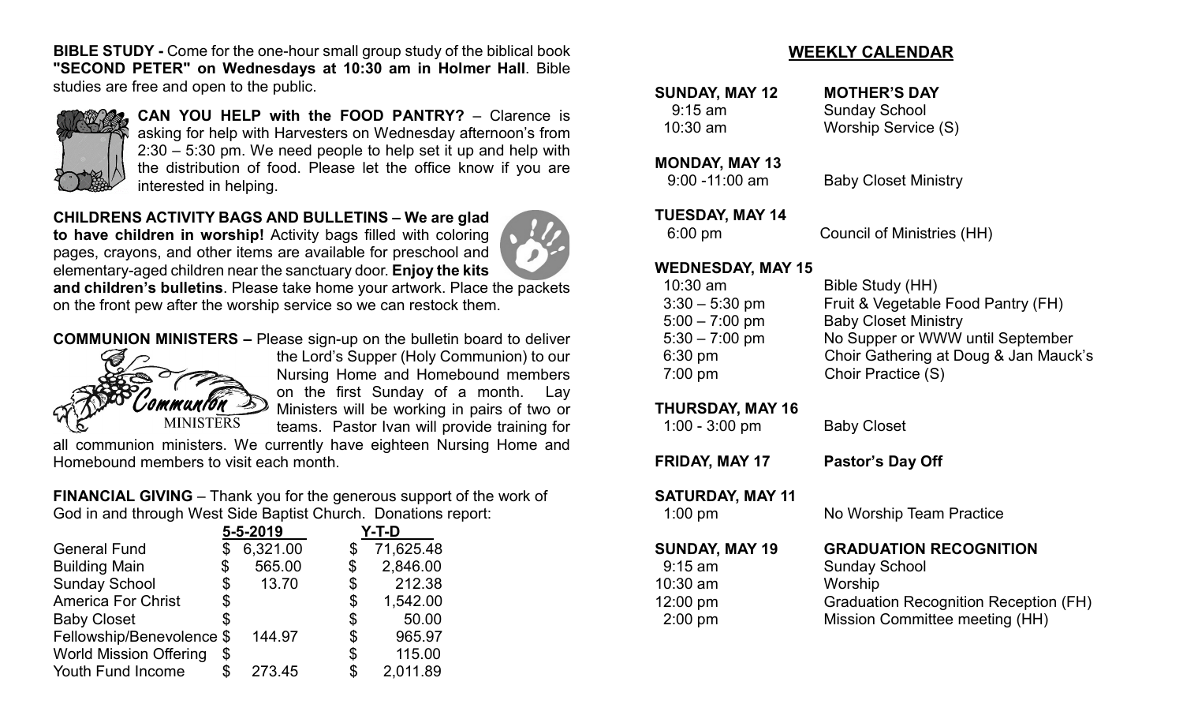**BIBLE STUDY -** Come for the one-hour small group study of the biblical book **"SECOND PETER" on Wednesdays at 10:30 am in Holmer Hall**. Bible studies are free and open to the public.

**CAN YOU HELP with the FOOD PANTRY?** – Clarence is asking for help with Harvesters on Wednesday afternoon's from 2:30 – 5:30 pm. We need people to help set it up and help with the distribution of food. Please let the office know if you are interested in helping.

**CHILDRENS ACTIVITY BAGS AND BULLETINS – We are glad to have children in worship!** Activity bags filled with coloring pages, crayons, and other items are available for preschool and elementary-aged children near the sanctuary door. **Enjoy the kits and children's bulletins**. Please take home your artwork. Place the packets on the front pew after the worship service so we can restock them.

**COMMUNION MINISTERS –** Please sign-up on the bulletin board to deliver the Lord's Supper (Holy Communion) to our Nursing Home and Homebound members on the first Sunday of a month. Lay Ministers will be working in pairs of two or teams. Pastor Ivan will provide training for all communion ministers. We currently have eighteen Nursing Home and Homebound members to visit each month.

**FINANCIAL GIVING** – Thank you for the generous support of the work of God in and through West Side Baptist Church. Donations report:

| | 5-5-2019 | Y-T-D |
|---|---|---|
| General Fund | $ 6,321.00 | $ 71,625.48 |
| Building Main | $ 565.00 | $ 2,846.00 |
| Sunday School | $ 13.70 | $ 212.38 |
| America For Christ | $ | $ 1,542.00 |
| Baby Closet | $ | $ 50.00 |
| Fellowship/Benevolence | $ 144.97 | $ 965.97 |
| World Mission Offering | $ | $ 115.00 |
| Youth Fund Income | $ 273.45 | $ 2,011.89 |

## WEEKLY CALENDAR

**SUNDAY, MAY 12** — **MOTHER'S DAY**
- 9:15 am — Sunday School
- 10:30 am — Worship Service (S)

**MONDAY, MAY 13**
- 9:00 -11:00 am — Baby Closet Ministry

**TUESDAY, MAY 14**
- 6:00 pm — Council of Ministries (HH)

**WEDNESDAY, MAY 15**
- 10:30 am — Bible Study (HH)
- 3:30 – 5:30 pm — Fruit & Vegetable Food Pantry (FH)
- 5:00 – 7:00 pm — Baby Closet Ministry
- 5:30 – 7:00 pm — No Supper or WWW until September
- 6:30 pm — Choir Gathering at Doug & Jan Mauck's
- 7:00 pm — Choir Practice (S)

**THURSDAY, MAY 16**
- 1:00 - 3:00 pm — Baby Closet

**FRIDAY, MAY 17** — **Pastor's Day Off**

**SATURDAY, MAY 11**
- 1:00 pm — No Worship Team Practice

**SUNDAY, MAY 19** — **GRADUATION RECOGNITION**
- 9:15 am — Sunday School
- 10:30 am — Worship
- 12:00 pm — Graduation Recognition Reception (FH)
- 2:00 pm — Mission Committee meeting (HH)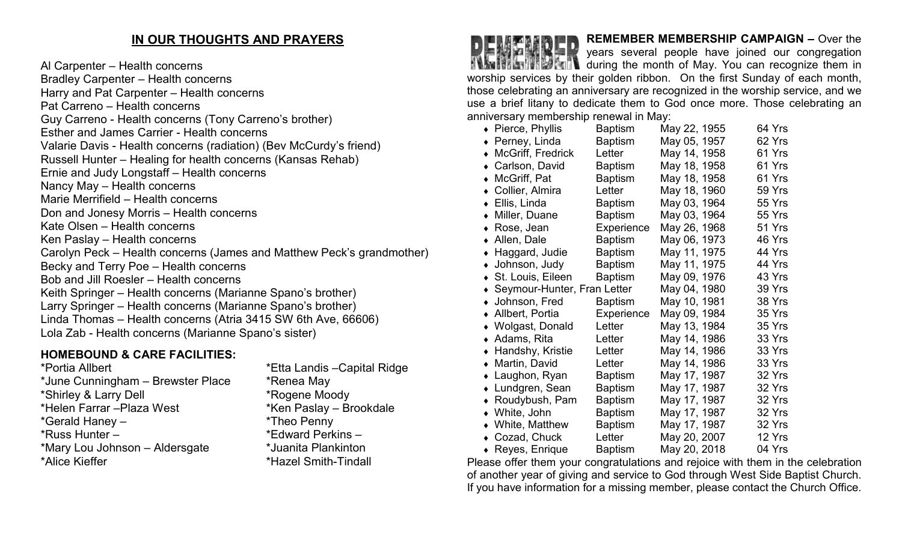## IN OUR THOUGHTS AND PRAYERS

Al Carpenter – Health concerns
Bradley Carpenter – Health concerns
Harry and Pat Carpenter – Health concerns
Pat Carreno – Health concerns
Guy Carreno - Health concerns (Tony Carreno's brother)
Esther and James Carrier - Health concerns
Valarie Davis - Health concerns (radiation) (Bev McCurdy's friend)
Russell Hunter – Healing for health concerns (Kansas Rehab)
Ernie and Judy Longstaff – Health concerns
Nancy May – Health concerns
Marie Merrifield – Health concerns
Don and Jonesy Morris – Health concerns
Kate Olsen – Health concerns
Ken Paslay – Health concerns
Carolyn Peck – Health concerns (James and Matthew Peck's grandmother)
Becky and Terry Poe – Health concerns
Bob and Jill Roesler – Health concerns
Keith Springer – Health concerns (Marianne Spano's brother)
Larry Springer – Health concerns (Marianne Spano's brother)
Linda Thomas – Health concerns (Atria 3415 SW 6th Ave, 66606)
Lola Zab - Health concerns (Marianne Spano's sister)

### HOMEBOUND & CARE FACILITIES:

*Portia Allbert
*June Cunningham – Brewster Place
*Shirley & Larry Dell
*Helen Farrar –Plaza West
*Gerald Haney –
*Russ Hunter –
*Mary Lou Johnson – Aldersgate
*Alice Kieffer
*Etta Landis –Capital Ridge
*Renea May
*Rogene Moody
*Ken Paslay – Brookdale
*Theo Penny
*Edward Perkins –
*Juanita Plankinton
*Hazel Smith-Tindall

**REMEMBER MEMBERSHIP CAMPAIGN –** Over the years several people have joined our congregation during the month of May. You can recognize them in worship services by their golden ribbon. On the first Sunday of each month, those celebrating an anniversary are recognized in the worship service, and we use a brief litany to dedicate them to God once more. Those celebrating an anniversary membership renewal in May:

- Pierce, Phyllis — Baptism — May 22, 1955 — 64 Yrs
- Perney, Linda — Baptism — May 05, 1957 — 62 Yrs
- McGriff, Fredrick — Letter — May 14, 1958 — 61 Yrs
- Carlson, David — Baptism — May 18, 1958 — 61 Yrs
- McGriff, Pat — Baptism — May 18, 1958 — 61 Yrs
- Collier, Almira — Letter — May 18, 1960 — 59 Yrs
- Ellis, Linda — Baptism — May 03, 1964 — 55 Yrs
- Miller, Duane — Baptism — May 03, 1964 — 55 Yrs
- Rose, Jean — Experience — May 26, 1968 — 51 Yrs
- Allen, Dale — Baptism — May 06, 1973 — 46 Yrs
- Haggard, Judie — Baptism — May 11, 1975 — 44 Yrs
- Johnson, Judy — Baptism — May 11, 1975 — 44 Yrs
- St. Louis, Eileen — Baptism — May 09, 1976 — 43 Yrs
- Seymour-Hunter, Fran — Letter — May 04, 1980 — 39 Yrs
- Johnson, Fred — Baptism — May 10, 1981 — 38 Yrs
- Allbert, Portia — Experience — May 09, 1984 — 35 Yrs
- Wolgast, Donald — Letter — May 13, 1984 — 35 Yrs
- Adams, Rita — Letter — May 14, 1986 — 33 Yrs
- Handshy, Kristie — Letter — May 14, 1986 — 33 Yrs
- Martin, David — Letter — May 14, 1986 — 33 Yrs
- Laughon, Ryan — Baptism — May 17, 1987 — 32 Yrs
- Lundgren, Sean — Baptism — May 17, 1987 — 32 Yrs
- Roudybush, Pam — Baptism — May 17, 1987 — 32 Yrs
- White, John — Baptism — May 17, 1987 — 32 Yrs
- White, Matthew — Baptism — May 17, 1987 — 32 Yrs
- Cozad, Chuck — Letter — May 20, 2007 — 12 Yrs
- Reyes, Enrique — Baptism — May 20, 2018 — 04 Yrs

Please offer them your congratulations and rejoice with them in the celebration of another year of giving and service to God through West Side Baptist Church. If you have information for a missing member, please contact the Church Office.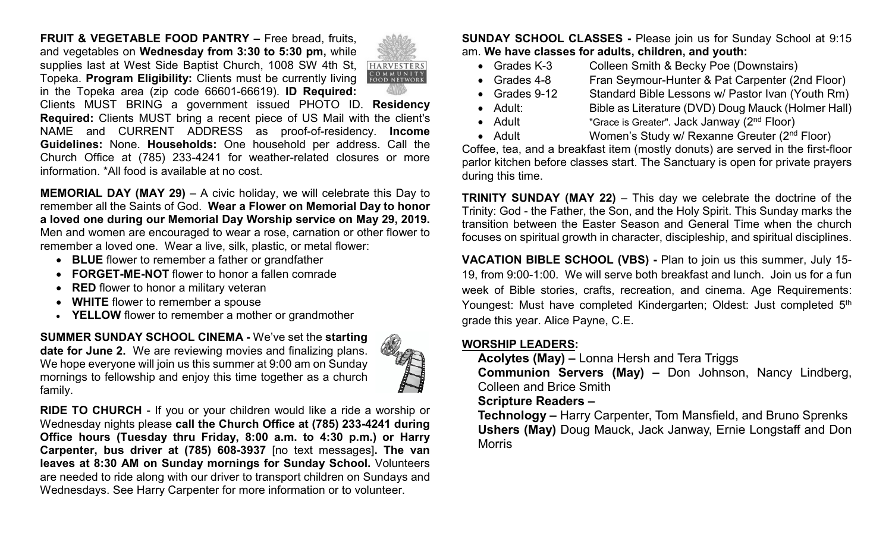**FRUIT & VEGETABLE FOOD PANTRY –** Free bread, fruits, and vegetables on **Wednesday from 3:30 to 5:30 pm,** while supplies last at West Side Baptist Church, 1008 SW 4th St, Topeka. **Program Eligibility:** Clients must be currently living in the Topeka area (zip code 66601-66619). **ID Required:** Clients MUST BRING a government issued PHOTO ID. **Residency Required:** Clients MUST bring a recent piece of US Mail with the client's NAME and CURRENT ADDRESS as proof-of-residency. **Income Guidelines:** None. **Households:** One household per address. Call the Church Office at (785) 233-4241 for weather-related closures or more information. *All food is available at no cost.

**MEMORIAL DAY (MAY 29)** – A civic holiday, we will celebrate this Day to remember all the Saints of God. **Wear a Flower on Memorial Day to honor a loved one during our Memorial Day Worship service on May 29, 2019.** Men and women are encouraged to wear a rose, carnation or other flower to remember a loved one. Wear a live, silk, plastic, or metal flower:

- **BLUE** flower to remember a father or grandfather
- **FORGET-ME-NOT** flower to honor a fallen comrade
- **RED** flower to honor a military veteran
- **WHITE** flower to remember a spouse
- **YELLOW** flower to remember a mother or grandmother

**SUMMER SUNDAY SCHOOL CINEMA -** We've set the **starting date for June 2.** We are reviewing movies and finalizing plans. We hope everyone will join us this summer at 9:00 am on Sunday mornings to fellowship and enjoy this time together as a church family.

**RIDE TO CHURCH** - If you or your children would like a ride a worship or Wednesday nights please **call the Church Office at (785) 233-4241 during Office hours (Tuesday thru Friday, 8:00 a.m. to 4:30 p.m.) or Harry Carpenter, bus driver at (785) 608-3937** [no text messages]**. The van leaves at 8:30 AM on Sunday mornings for Sunday School.** Volunteers are needed to ride along with our driver to transport children on Sundays and Wednesdays. See Harry Carpenter for more information or to volunteer.

**SUNDAY SCHOOL CLASSES -** Please join us for Sunday School at 9:15 am. **We have classes for adults, children, and youth:**

- Grades K-3 Colleen Smith & Becky Poe (Downstairs)
- Grades 4-8 Fran Seymour-Hunter & Pat Carpenter (2nd Floor)
- Grades 9-12 Standard Bible Lessons w/ Pastor Ivan (Youth Rm)
- Adult: Bible as Literature (DVD) Doug Mauck (Holmer Hall)
- Adult "Grace is Greater". Jack Janway (2nd Floor)
- Adult Women's Study w/ Rexanne Greuter (2nd Floor)

Coffee, tea, and a breakfast item (mostly donuts) are served in the first-floor parlor kitchen before classes start. The Sanctuary is open for private prayers during this time.

**TRINITY SUNDAY (MAY 22)** – This day we celebrate the doctrine of the Trinity: God - the Father, the Son, and the Holy Spirit. This Sunday marks the transition between the Easter Season and General Time when the church focuses on spiritual growth in character, discipleship, and spiritual disciplines.

**VACATION BIBLE SCHOOL (VBS) -** Plan to join us this summer, July 15-19, from 9:00-1:00. We will serve both breakfast and lunch. Join us for a fun week of Bible stories, crafts, recreation, and cinema. Age Requirements: Youngest: Must have completed Kindergarten; Oldest: Just completed 5th grade this year. Alice Payne, C.E.

**WORSHIP LEADERS:**

**Acolytes (May) –** Lonna Hersh and Tera Triggs
**Communion Servers (May) –** Don Johnson, Nancy Lindberg, Colleen and Brice Smith
**Scripture Readers –**
**Technology –** Harry Carpenter, Tom Mansfield, and Bruno Sprenks
**Ushers (May)** Doug Mauck, Jack Janway, Ernie Longstaff and Don Morris